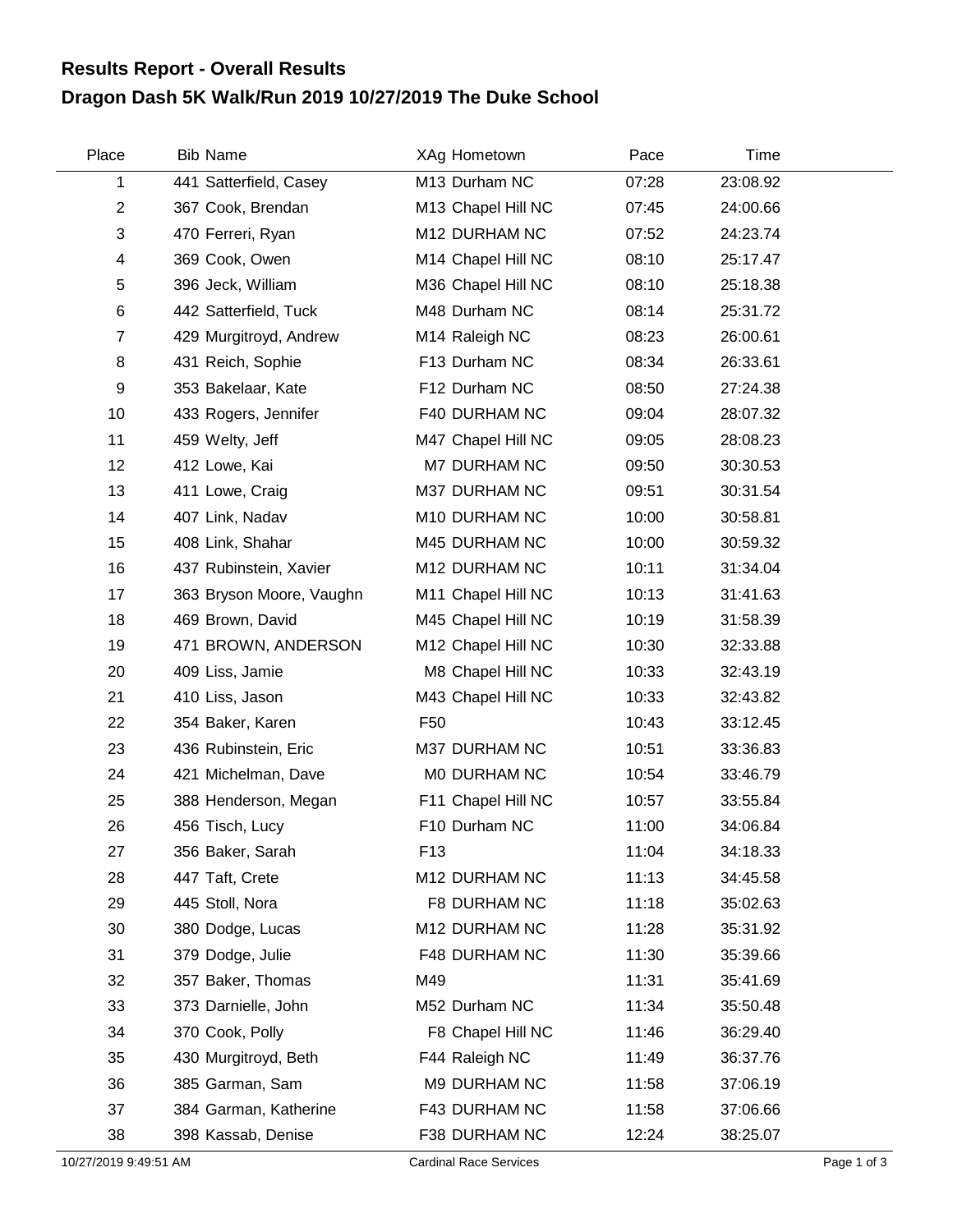## Results Report - Overall Results

## Dragon Dash 5K Walk/Run 2019 10/27/2019 The Duke School

| Place | Bib | Name | XAg | Hometown | Pace | Time |
|---|---|---|---|---|---|---|
| 1 | 441 | Satterfield, Casey | M13 | Durham NC | 07:28 | 23:08.92 |
| 2 | 367 | Cook, Brendan | M13 | Chapel Hill NC | 07:45 | 24:00.66 |
| 3 | 470 | Ferreri, Ryan | M12 | DURHAM NC | 07:52 | 24:23.74 |
| 4 | 369 | Cook, Owen | M14 | Chapel Hill NC | 08:10 | 25:17.47 |
| 5 | 396 | Jeck, William | M36 | Chapel Hill NC | 08:10 | 25:18.38 |
| 6 | 442 | Satterfield, Tuck | M48 | Durham NC | 08:14 | 25:31.72 |
| 7 | 429 | Murgitroyd, Andrew | M14 | Raleigh NC | 08:23 | 26:00.61 |
| 8 | 431 | Reich, Sophie | F13 | Durham NC | 08:34 | 26:33.61 |
| 9 | 353 | Bakelaar, Kate | F12 | Durham NC | 08:50 | 27:24.38 |
| 10 | 433 | Rogers, Jennifer | F40 | DURHAM NC | 09:04 | 28:07.32 |
| 11 | 459 | Welty, Jeff | M47 | Chapel Hill NC | 09:05 | 28:08.23 |
| 12 | 412 | Lowe, Kai | M7 | DURHAM NC | 09:50 | 30:30.53 |
| 13 | 411 | Lowe, Craig | M37 | DURHAM NC | 09:51 | 30:31.54 |
| 14 | 407 | Link, Nadav | M10 | DURHAM NC | 10:00 | 30:58.81 |
| 15 | 408 | Link, Shahar | M45 | DURHAM NC | 10:00 | 30:59.32 |
| 16 | 437 | Rubinstein, Xavier | M12 | DURHAM NC | 10:11 | 31:34.04 |
| 17 | 363 | Bryson Moore, Vaughn | M11 | Chapel Hill NC | 10:13 | 31:41.63 |
| 18 | 469 | Brown, David | M45 | Chapel Hill NC | 10:19 | 31:58.39 |
| 19 | 471 | BROWN, ANDERSON | M12 | Chapel Hill NC | 10:30 | 32:33.88 |
| 20 | 409 | Liss, Jamie | M8 | Chapel Hill NC | 10:33 | 32:43.19 |
| 21 | 410 | Liss, Jason | M43 | Chapel Hill NC | 10:33 | 32:43.82 |
| 22 | 354 | Baker, Karen | F50 | | 10:43 | 33:12.45 |
| 23 | 436 | Rubinstein, Eric | M37 | DURHAM NC | 10:51 | 33:36.83 |
| 24 | 421 | Michelman, Dave | M0 | DURHAM NC | 10:54 | 33:46.79 |
| 25 | 388 | Henderson, Megan | F11 | Chapel Hill NC | 10:57 | 33:55.84 |
| 26 | 456 | Tisch, Lucy | F10 | Durham NC | 11:00 | 34:06.84 |
| 27 | 356 | Baker, Sarah | F13 | | 11:04 | 34:18.33 |
| 28 | 447 | Taft, Crete | M12 | DURHAM NC | 11:13 | 34:45.58 |
| 29 | 445 | Stoll, Nora | F8 | DURHAM NC | 11:18 | 35:02.63 |
| 30 | 380 | Dodge, Lucas | M12 | DURHAM NC | 11:28 | 35:31.92 |
| 31 | 379 | Dodge, Julie | F48 | DURHAM NC | 11:30 | 35:39.66 |
| 32 | 357 | Baker, Thomas | M49 | | 11:31 | 35:41.69 |
| 33 | 373 | Darnielle, John | M52 | Durham NC | 11:34 | 35:50.48 |
| 34 | 370 | Cook, Polly | F8 | Chapel Hill NC | 11:46 | 36:29.40 |
| 35 | 430 | Murgitroyd, Beth | F44 | Raleigh NC | 11:49 | 36:37.76 |
| 36 | 385 | Garman, Sam | M9 | DURHAM NC | 11:58 | 37:06.19 |
| 37 | 384 | Garman, Katherine | F43 | DURHAM NC | 11:58 | 37:06.66 |
| 38 | 398 | Kassab, Denise | F38 | DURHAM NC | 12:24 | 38:25.07 |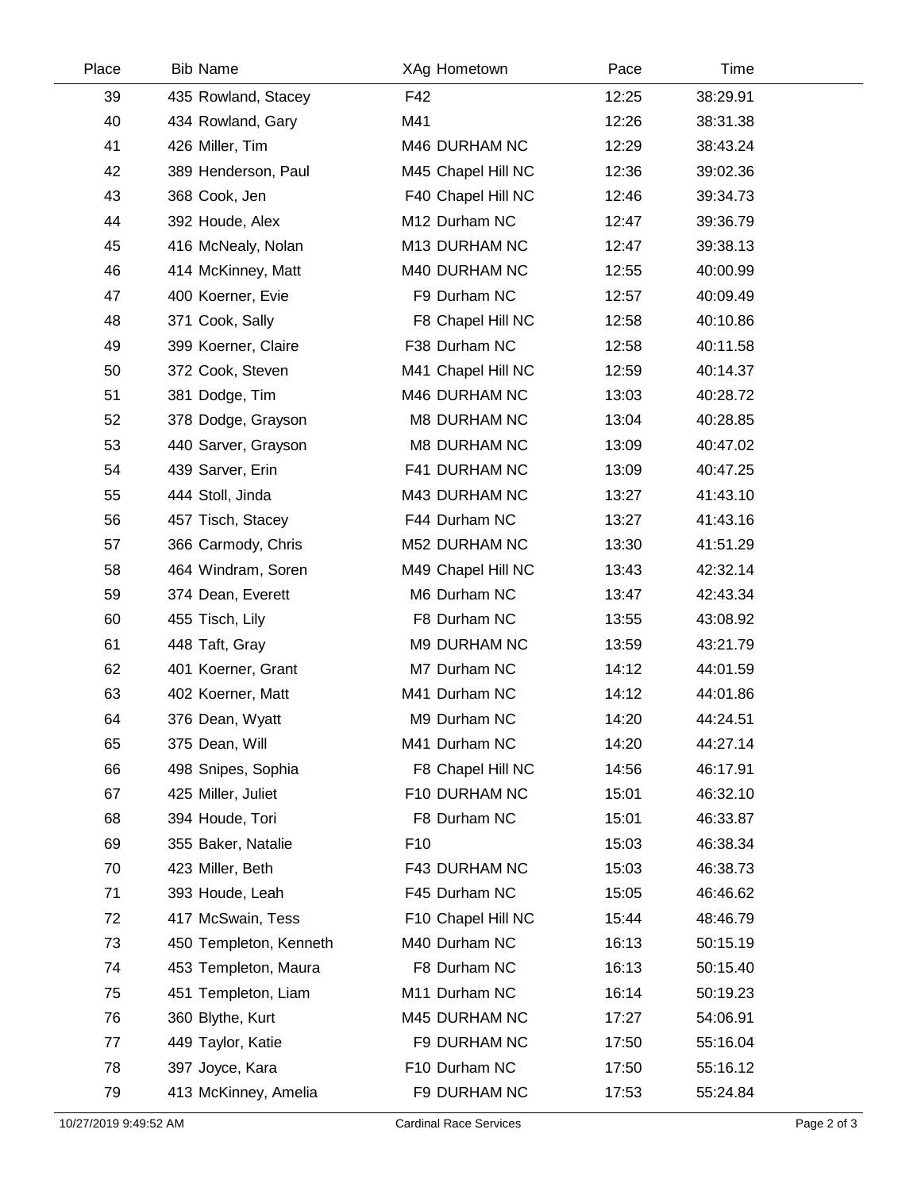| Place | Bib | Name | XAg | Hometown | Pace | Time |
|---|---|---|---|---|---|---|
| 39 | 435 | Rowland, Stacey | F42 | | 12:25 | 38:29.91 |
| 40 | 434 | Rowland, Gary | M41 | | 12:26 | 38:31.38 |
| 41 | 426 | Miller, Tim | M46 | DURHAM NC | 12:29 | 38:43.24 |
| 42 | 389 | Henderson, Paul | M45 | Chapel Hill NC | 12:36 | 39:02.36 |
| 43 | 368 | Cook, Jen | F40 | Chapel Hill NC | 12:46 | 39:34.73 |
| 44 | 392 | Houde, Alex | M12 | Durham NC | 12:47 | 39:36.79 |
| 45 | 416 | McNealy, Nolan | M13 | DURHAM NC | 12:47 | 39:38.13 |
| 46 | 414 | McKinney, Matt | M40 | DURHAM NC | 12:55 | 40:00.99 |
| 47 | 400 | Koerner, Evie | F9 | Durham NC | 12:57 | 40:09.49 |
| 48 | 371 | Cook, Sally | F8 | Chapel Hill NC | 12:58 | 40:10.86 |
| 49 | 399 | Koerner, Claire | F38 | Durham NC | 12:58 | 40:11.58 |
| 50 | 372 | Cook, Steven | M41 | Chapel Hill NC | 12:59 | 40:14.37 |
| 51 | 381 | Dodge, Tim | M46 | DURHAM NC | 13:03 | 40:28.72 |
| 52 | 378 | Dodge, Grayson | M8 | DURHAM NC | 13:04 | 40:28.85 |
| 53 | 440 | Sarver, Grayson | M8 | DURHAM NC | 13:09 | 40:47.02 |
| 54 | 439 | Sarver, Erin | F41 | DURHAM NC | 13:09 | 40:47.25 |
| 55 | 444 | Stoll, Jinda | M43 | DURHAM NC | 13:27 | 41:43.10 |
| 56 | 457 | Tisch, Stacey | F44 | Durham NC | 13:27 | 41:43.16 |
| 57 | 366 | Carmody, Chris | M52 | DURHAM NC | 13:30 | 41:51.29 |
| 58 | 464 | Windram, Soren | M49 | Chapel Hill NC | 13:43 | 42:32.14 |
| 59 | 374 | Dean, Everett | M6 | Durham NC | 13:47 | 42:43.34 |
| 60 | 455 | Tisch, Lily | F8 | Durham NC | 13:55 | 43:08.92 |
| 61 | 448 | Taft, Gray | M9 | DURHAM NC | 13:59 | 43:21.79 |
| 62 | 401 | Koerner, Grant | M7 | Durham NC | 14:12 | 44:01.59 |
| 63 | 402 | Koerner, Matt | M41 | Durham NC | 14:12 | 44:01.86 |
| 64 | 376 | Dean, Wyatt | M9 | Durham NC | 14:20 | 44:24.51 |
| 65 | 375 | Dean, Will | M41 | Durham NC | 14:20 | 44:27.14 |
| 66 | 498 | Snipes, Sophia | F8 | Chapel Hill NC | 14:56 | 46:17.91 |
| 67 | 425 | Miller, Juliet | F10 | DURHAM NC | 15:01 | 46:32.10 |
| 68 | 394 | Houde, Tori | F8 | Durham NC | 15:01 | 46:33.87 |
| 69 | 355 | Baker, Natalie | F10 | | 15:03 | 46:38.34 |
| 70 | 423 | Miller, Beth | F43 | DURHAM NC | 15:03 | 46:38.73 |
| 71 | 393 | Houde, Leah | F45 | Durham NC | 15:05 | 46:46.62 |
| 72 | 417 | McSwain, Tess | F10 | Chapel Hill NC | 15:44 | 48:46.79 |
| 73 | 450 | Templeton, Kenneth | M40 | Durham NC | 16:13 | 50:15.19 |
| 74 | 453 | Templeton, Maura | F8 | Durham NC | 16:13 | 50:15.40 |
| 75 | 451 | Templeton, Liam | M11 | Durham NC | 16:14 | 50:19.23 |
| 76 | 360 | Blythe, Kurt | M45 | DURHAM NC | 17:27 | 54:06.91 |
| 77 | 449 | Taylor, Katie | F9 | DURHAM NC | 17:50 | 55:16.04 |
| 78 | 397 | Joyce, Kara | F10 | Durham NC | 17:50 | 55:16.12 |
| 79 | 413 | McKinney, Amelia | F9 | DURHAM NC | 17:53 | 55:24.84 |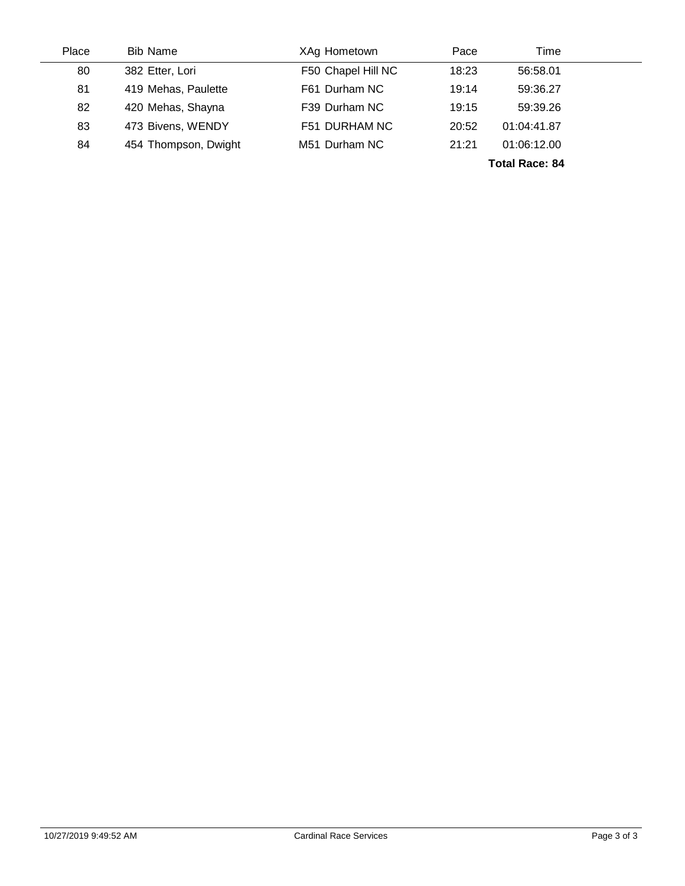| Place | Bib | Name | XAg | Hometown | Pace | Time |
|---|---|---|---|---|---|---|
| 80 | 382 | Etter, Lori | F50 | Chapel Hill NC | 18:23 | 56:58.01 |
| 81 | 419 | Mehas, Paulette | F61 | Durham NC | 19:14 | 59:36.27 |
| 82 | 420 | Mehas, Shayna | F39 | Durham NC | 19:15 | 59:39.26 |
| 83 | 473 | Bivens, WENDY | F51 | DURHAM NC | 20:52 | 01:04:41.87 |
| 84 | 454 | Thompson, Dwight | M51 | Durham NC | 21:21 | 01:06:12.00 |

**Total Race: 84**

10/27/2019 9:49:52 AM Cardinal Race Services